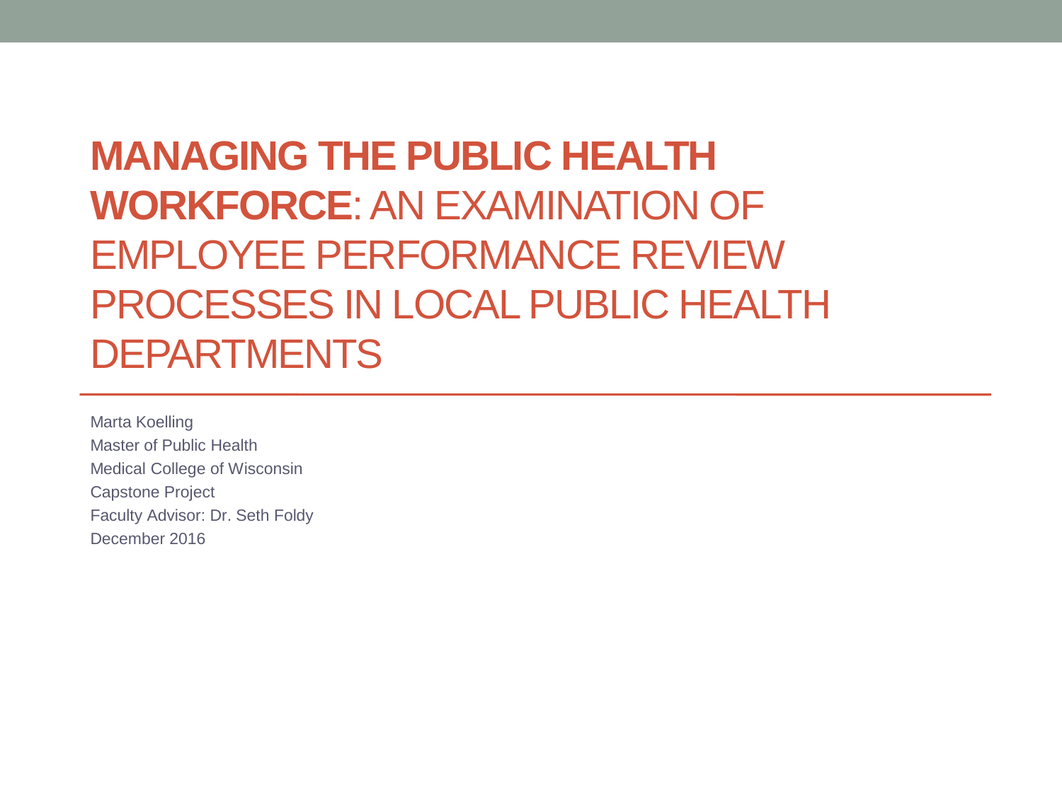# **MANAGING THE PUBLIC HEALTH WORKFORCE**: AN EXAMINATION OF EMPLOYEE PERFORMANCE REVIEW PROCESSES IN LOCAL PUBLIC HEALTH DEPARTMENTS

Marta Koelling
Master of Public Health
Medical College of Wisconsin
Capstone Project
Faculty Advisor: Dr. Seth Foldy
December 2016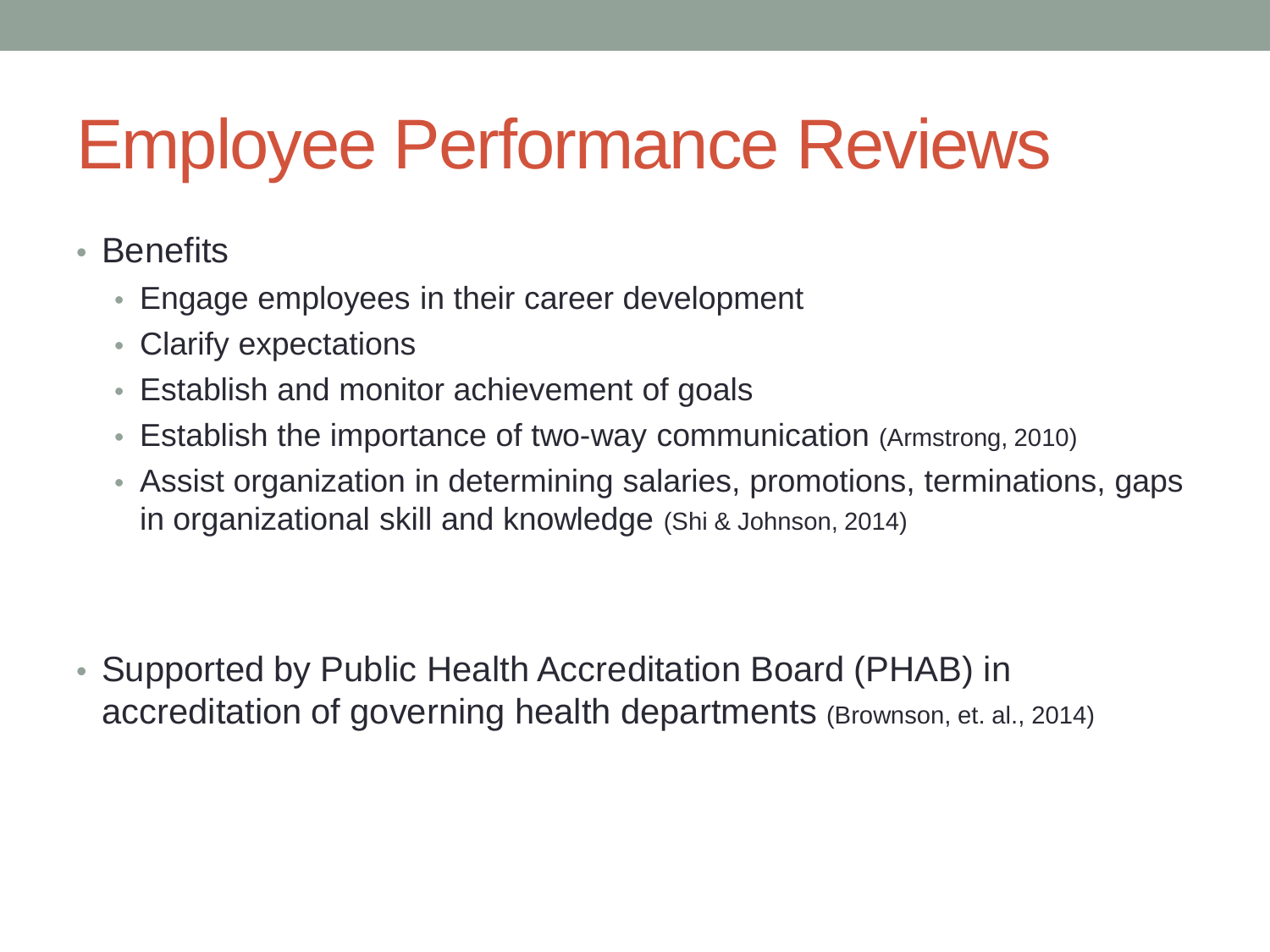# Employee Performance Reviews

- Benefits
  - Engage employees in their career development
  - Clarify expectations
  - Establish and monitor achievement of goals
  - Establish the importance of two-way communication (Armstrong, 2010)
  - Assist organization in determining salaries, promotions, terminations, gaps in organizational skill and knowledge (Shi & Johnson, 2014)

- Supported by Public Health Accreditation Board (PHAB) in accreditation of governing health departments (Brownson, et. al., 2014)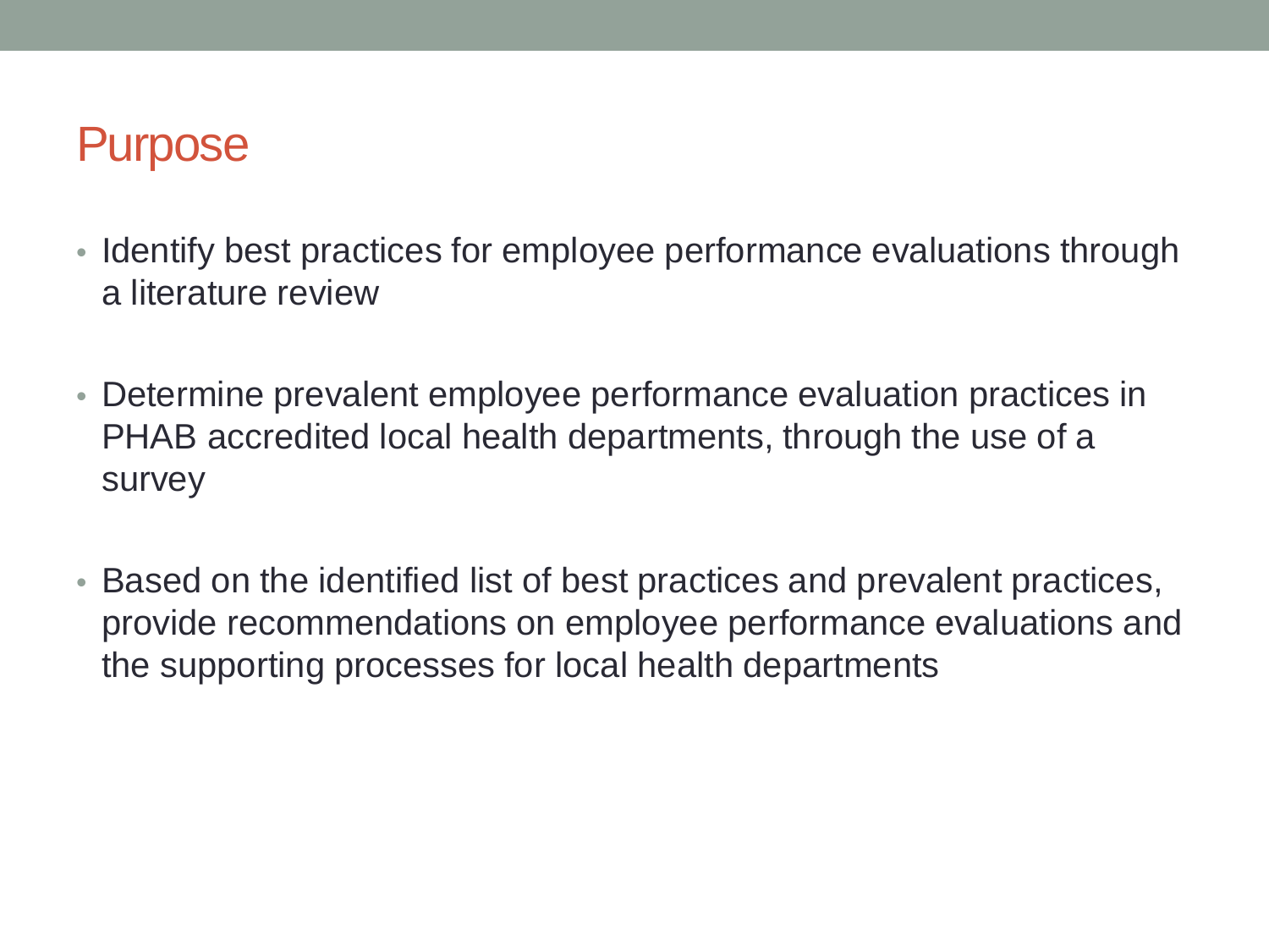# Purpose

- Identify best practices for employee performance evaluations through a literature review
- Determine prevalent employee performance evaluation practices in PHAB accredited local health departments, through the use of a survey
- Based on the identified list of best practices and prevalent practices, provide recommendations on employee performance evaluations and the supporting processes for local health departments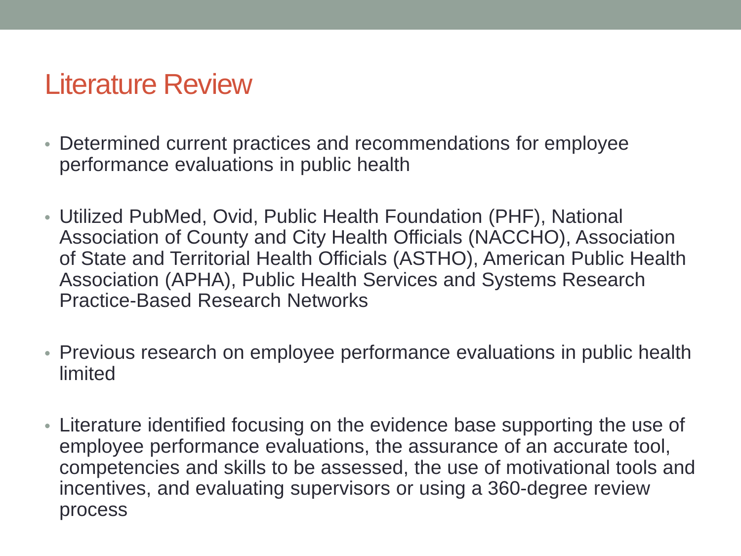# Literature Review

- Determined current practices and recommendations for employee performance evaluations in public health
- Utilized PubMed, Ovid, Public Health Foundation (PHF), National Association of County and City Health Officials (NACCHO), Association of State and Territorial Health Officials (ASTHO), American Public Health Association (APHA), Public Health Services and Systems Research Practice-Based Research Networks
- Previous research on employee performance evaluations in public health limited
- Literature identified focusing on the evidence base supporting the use of employee performance evaluations, the assurance of an accurate tool, competencies and skills to be assessed, the use of motivational tools and incentives, and evaluating supervisors or using a 360-degree review process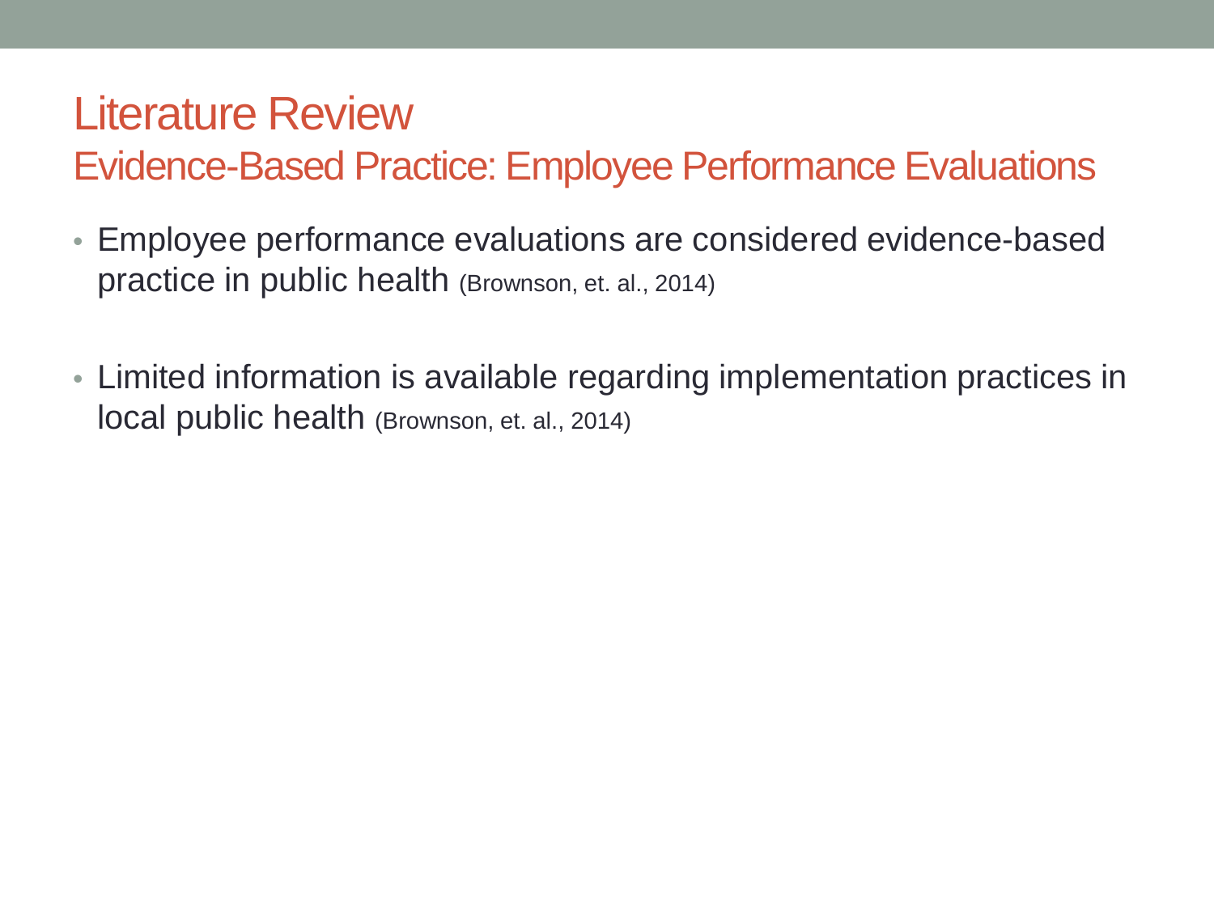# Literature Review

## Evidence-Based Practice: Employee Performance Evaluations

- Employee performance evaluations are considered evidence-based practice in public health (Brownson, et. al., 2014)

- Limited information is available regarding implementation practices in local public health (Brownson, et. al., 2014)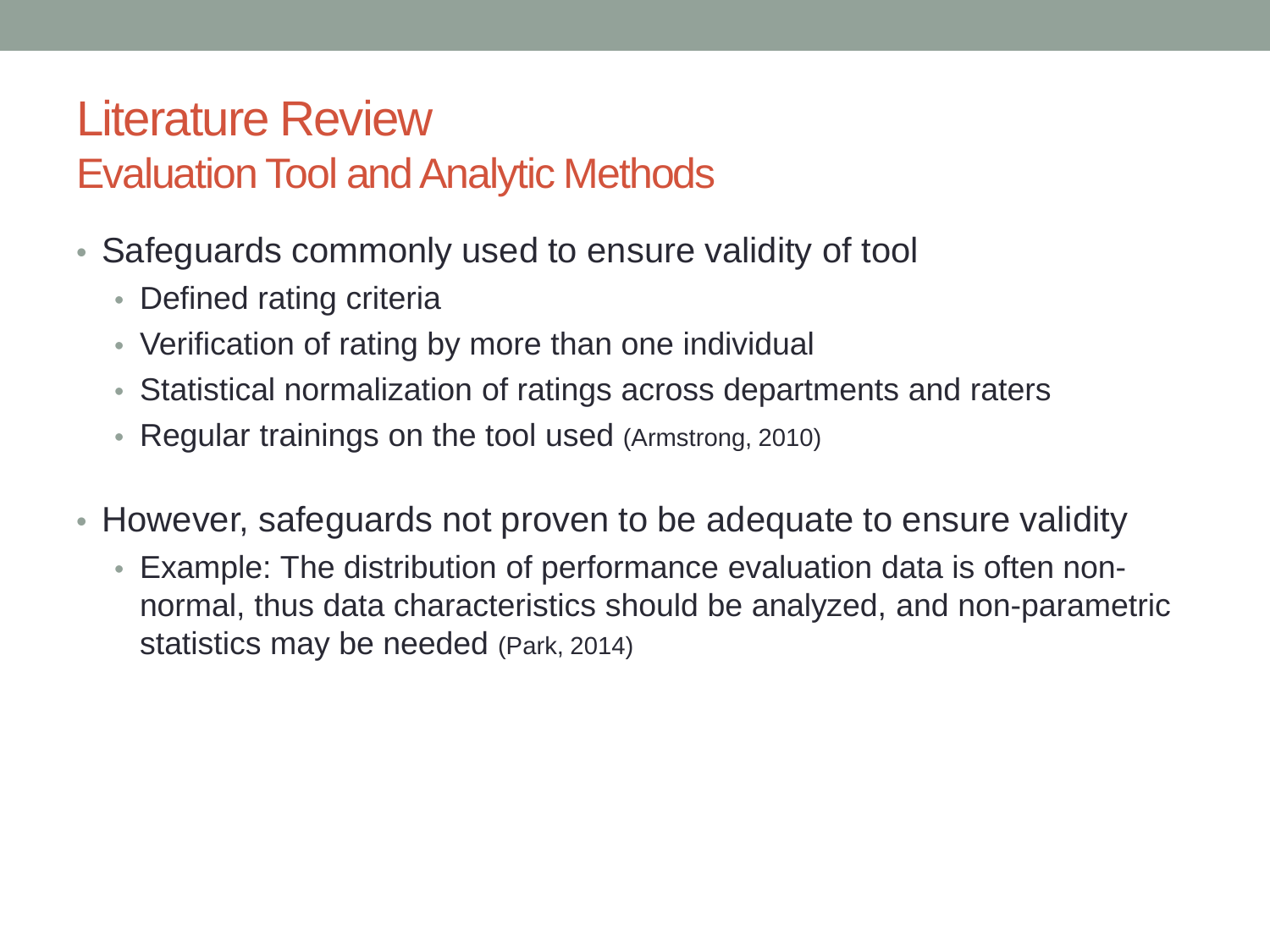# Literature Review

## Evaluation Tool and Analytic Methods

- Safeguards commonly used to ensure validity of tool
  - Defined rating criteria
  - Verification of rating by more than one individual
  - Statistical normalization of ratings across departments and raters
  - Regular trainings on the tool used (Armstrong, 2010)

- However, safeguards not proven to be adequate to ensure validity
  - Example: The distribution of performance evaluation data is often non-normal, thus data characteristics should be analyzed, and non-parametric statistics may be needed (Park, 2014)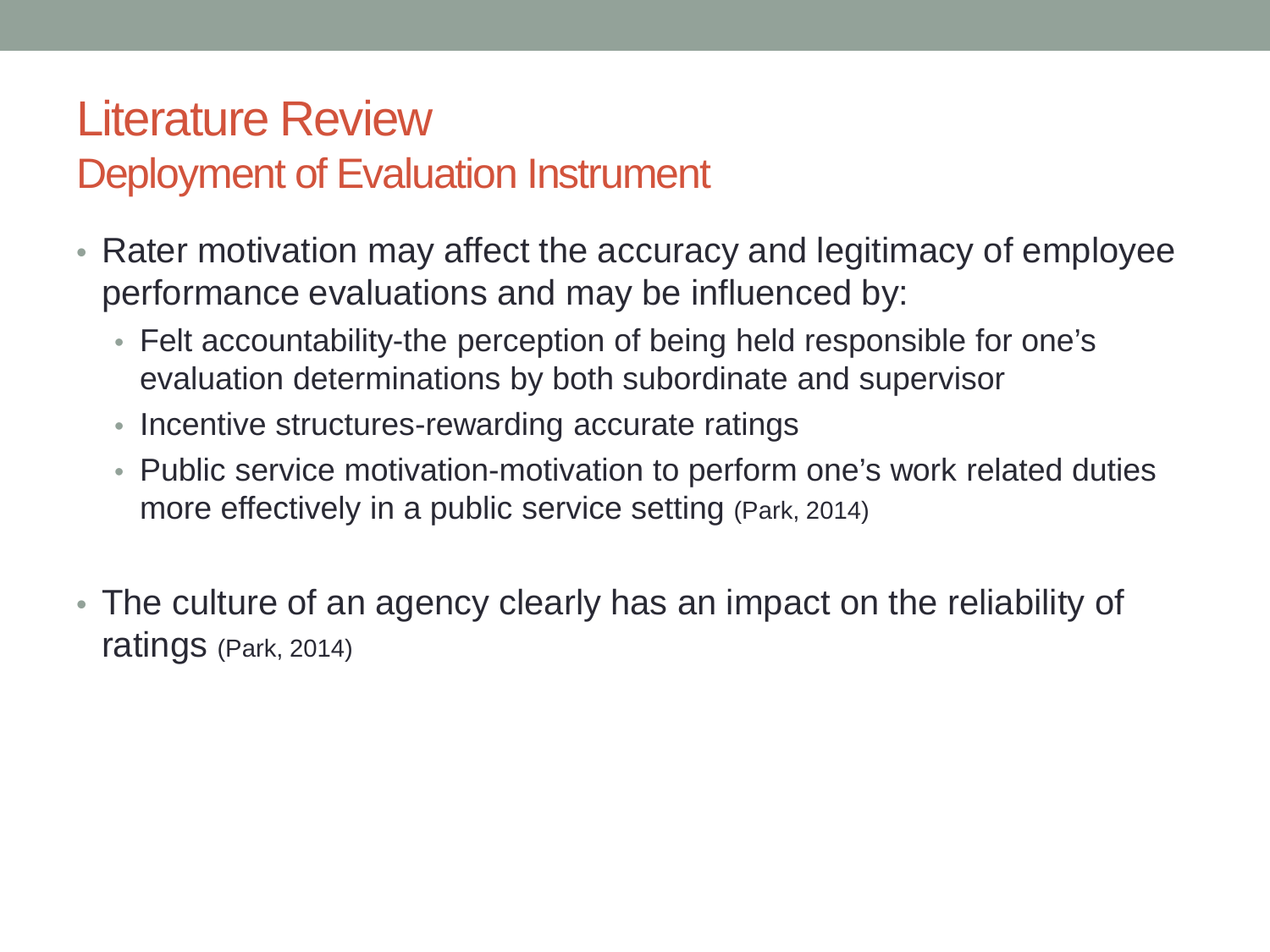# Literature Review

## Deployment of Evaluation Instrument

- Rater motivation may affect the accuracy and legitimacy of employee performance evaluations and may be influenced by:
  - Felt accountability-the perception of being held responsible for one's evaluation determinations by both subordinate and supervisor
  - Incentive structures-rewarding accurate ratings
  - Public service motivation-motivation to perform one's work related duties more effectively in a public service setting (Park, 2014)
- The culture of an agency clearly has an impact on the reliability of ratings (Park, 2014)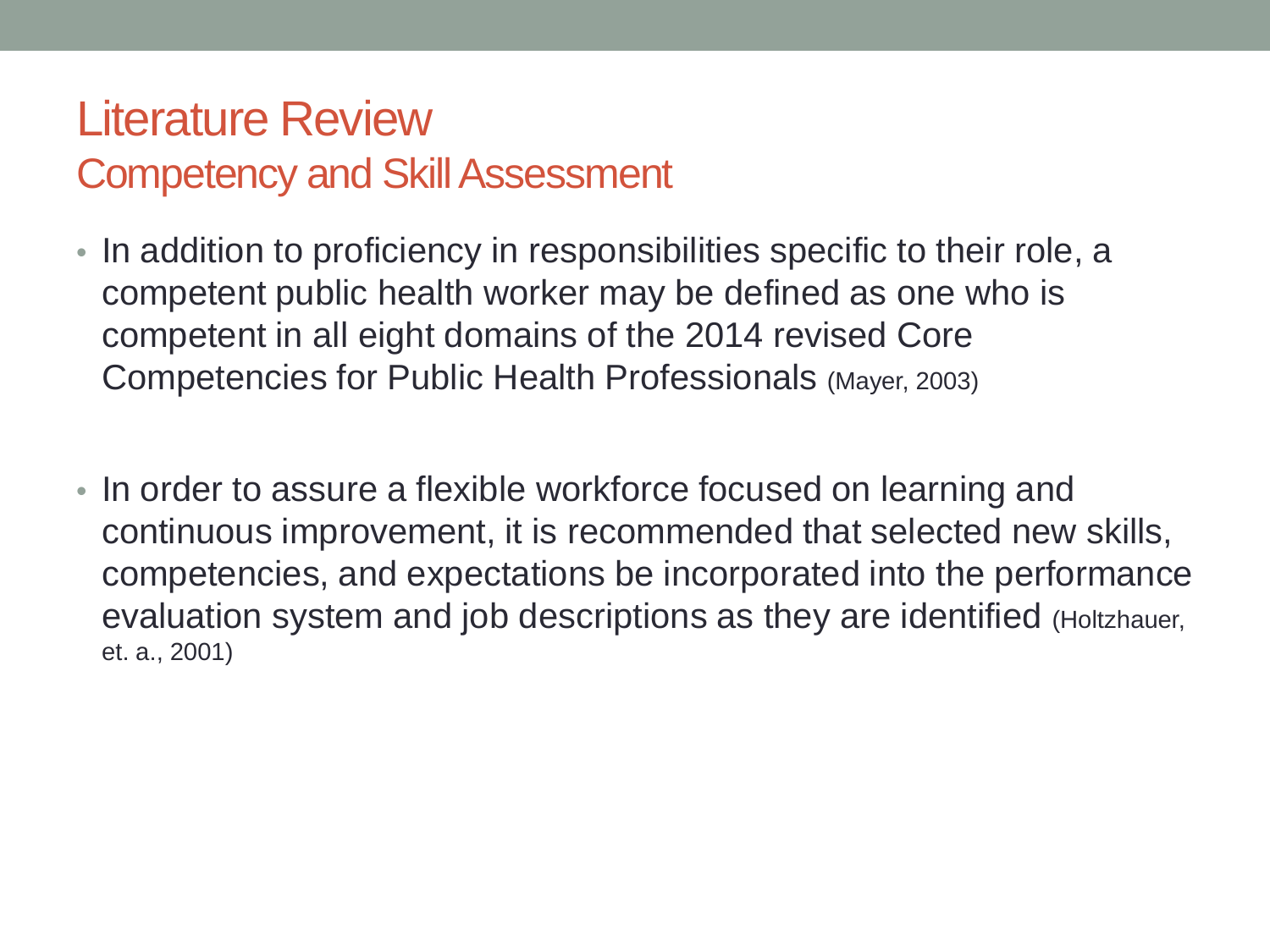# Literature Review

## Competency and Skill Assessment

- In addition to proficiency in responsibilities specific to their role, a competent public health worker may be defined as one who is competent in all eight domains of the 2014 revised Core Competencies for Public Health Professionals (Mayer, 2003)

- In order to assure a flexible workforce focused on learning and continuous improvement, it is recommended that selected new skills, competencies, and expectations be incorporated into the performance evaluation system and job descriptions as they are identified (Holtzhauer, et. a., 2001)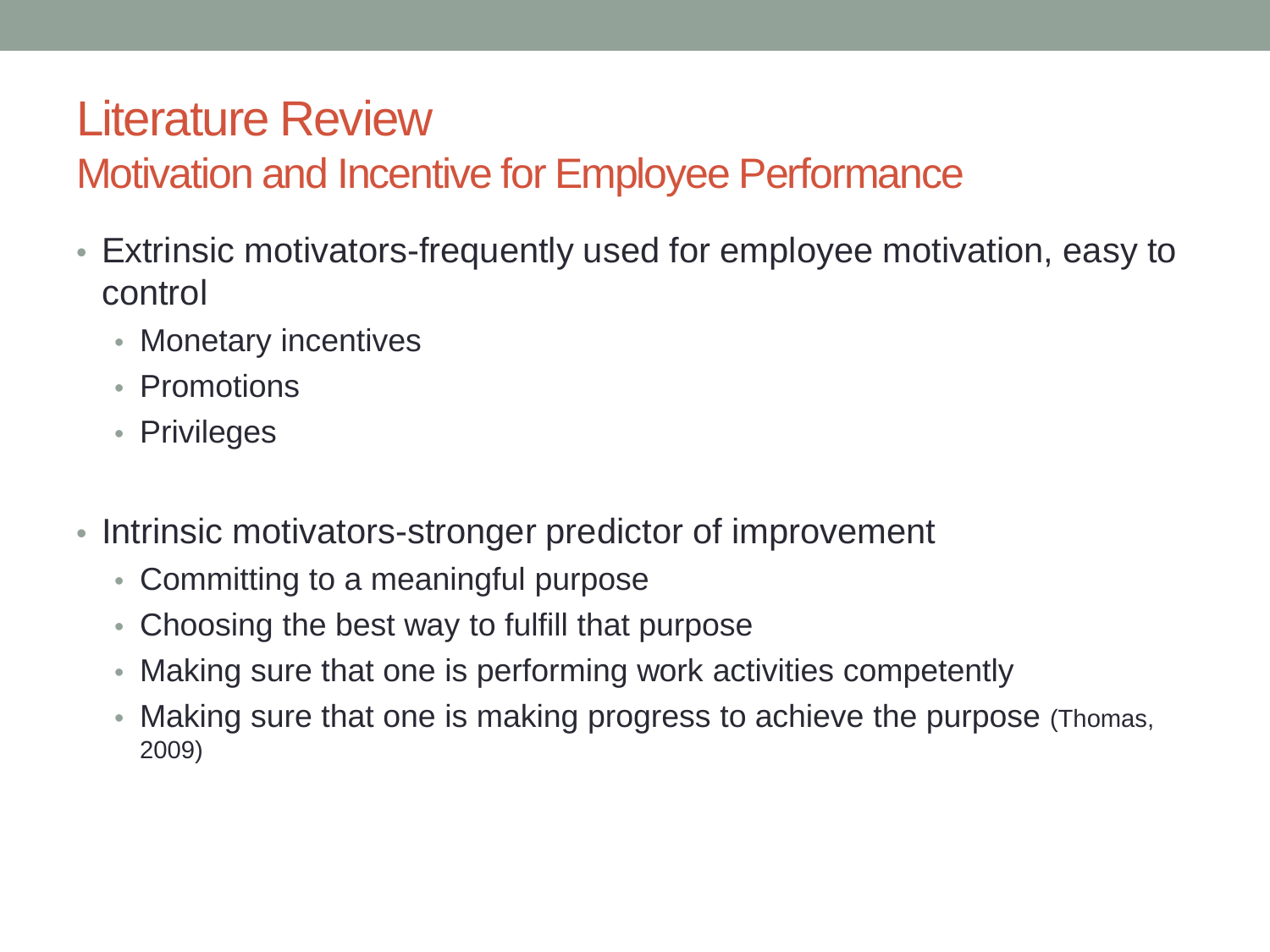# Literature Review

## Motivation and Incentive for Employee Performance

- Extrinsic motivators-frequently used for employee motivation, easy to control
  - Monetary incentives
  - Promotions
  - Privileges

- Intrinsic motivators-stronger predictor of improvement
  - Committing to a meaningful purpose
  - Choosing the best way to fulfill that purpose
  - Making sure that one is performing work activities competently
  - Making sure that one is making progress to achieve the purpose (Thomas, 2009)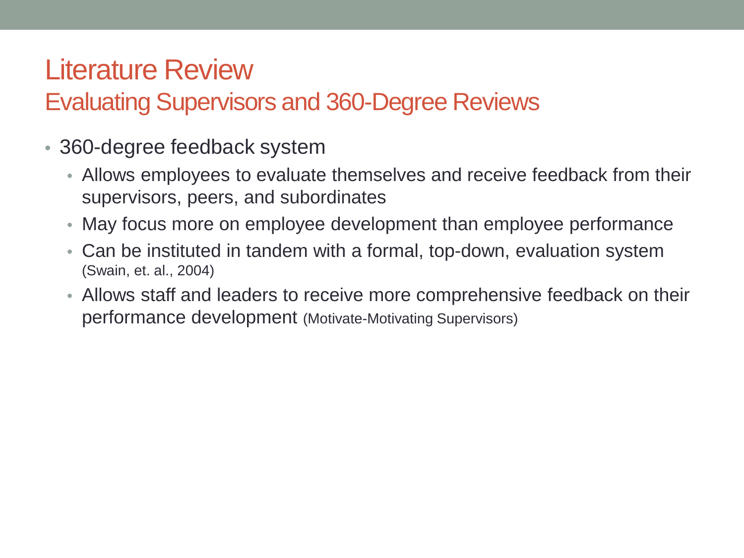# Literature Review

## Evaluating Supervisors and 360-Degree Reviews

- 360-degree feedback system
  - Allows employees to evaluate themselves and receive feedback from their supervisors, peers, and subordinates
  - May focus more on employee development than employee performance
  - Can be instituted in tandem with a formal, top-down, evaluation system (Swain, et. al., 2004)
  - Allows staff and leaders to receive more comprehensive feedback on their performance development (Motivate-Motivating Supervisors)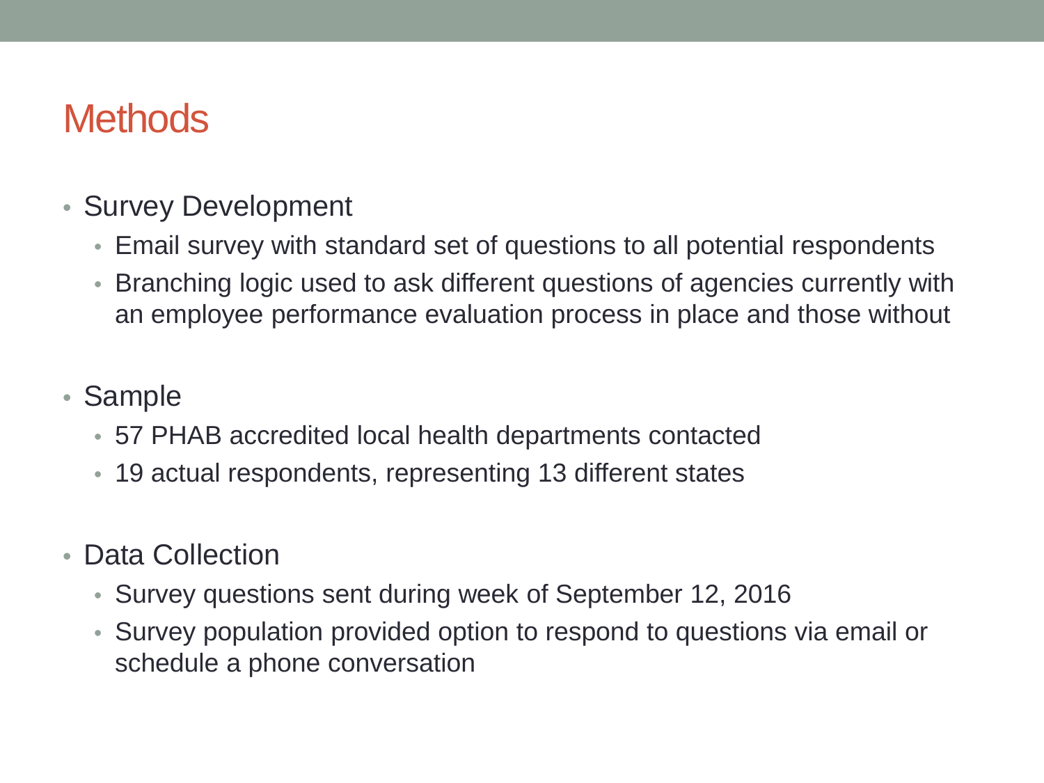# Methods

- Survey Development
  - Email survey with standard set of questions to all potential respondents
  - Branching logic used to ask different questions of agencies currently with an employee performance evaluation process in place and those without
- Sample
  - 57 PHAB accredited local health departments contacted
  - 19 actual respondents, representing 13 different states
- Data Collection
  - Survey questions sent during week of September 12, 2016
  - Survey population provided option to respond to questions via email or schedule a phone conversation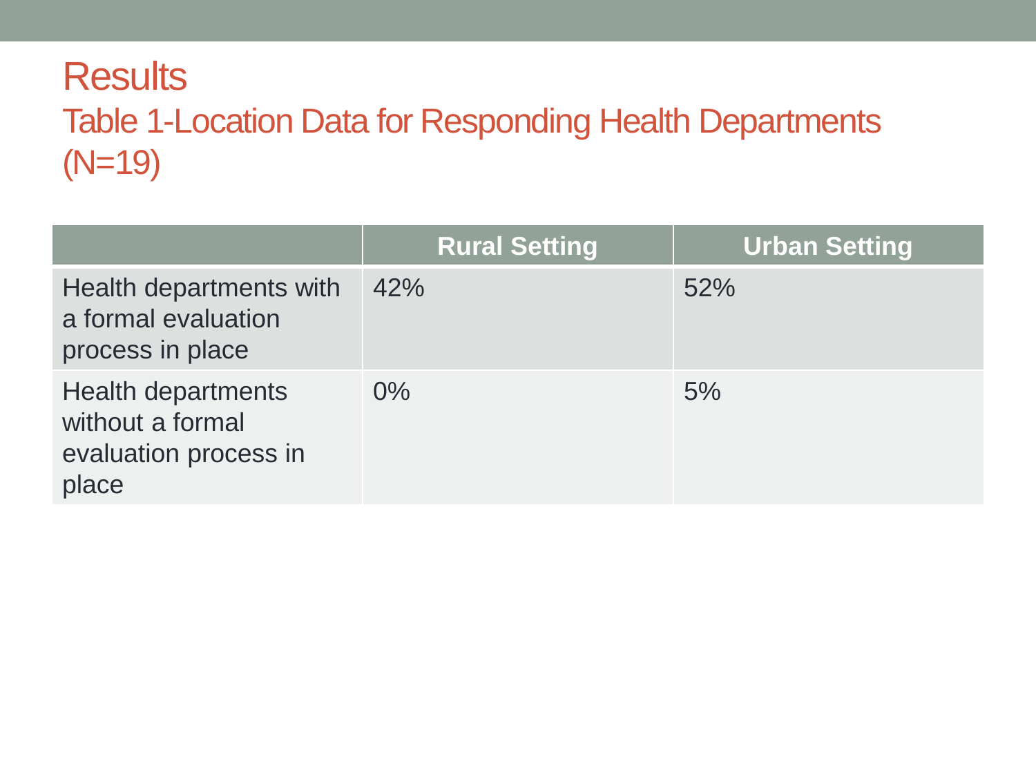# Results

## Table 1-Location Data for Responding Health Departments (N=19)

| | Rural Setting | Urban Setting |
|---|---|---|
| Health departments with a formal evaluation process in place | 42% | 52% |
| Health departments without a formal evaluation process in place | 0% | 5% |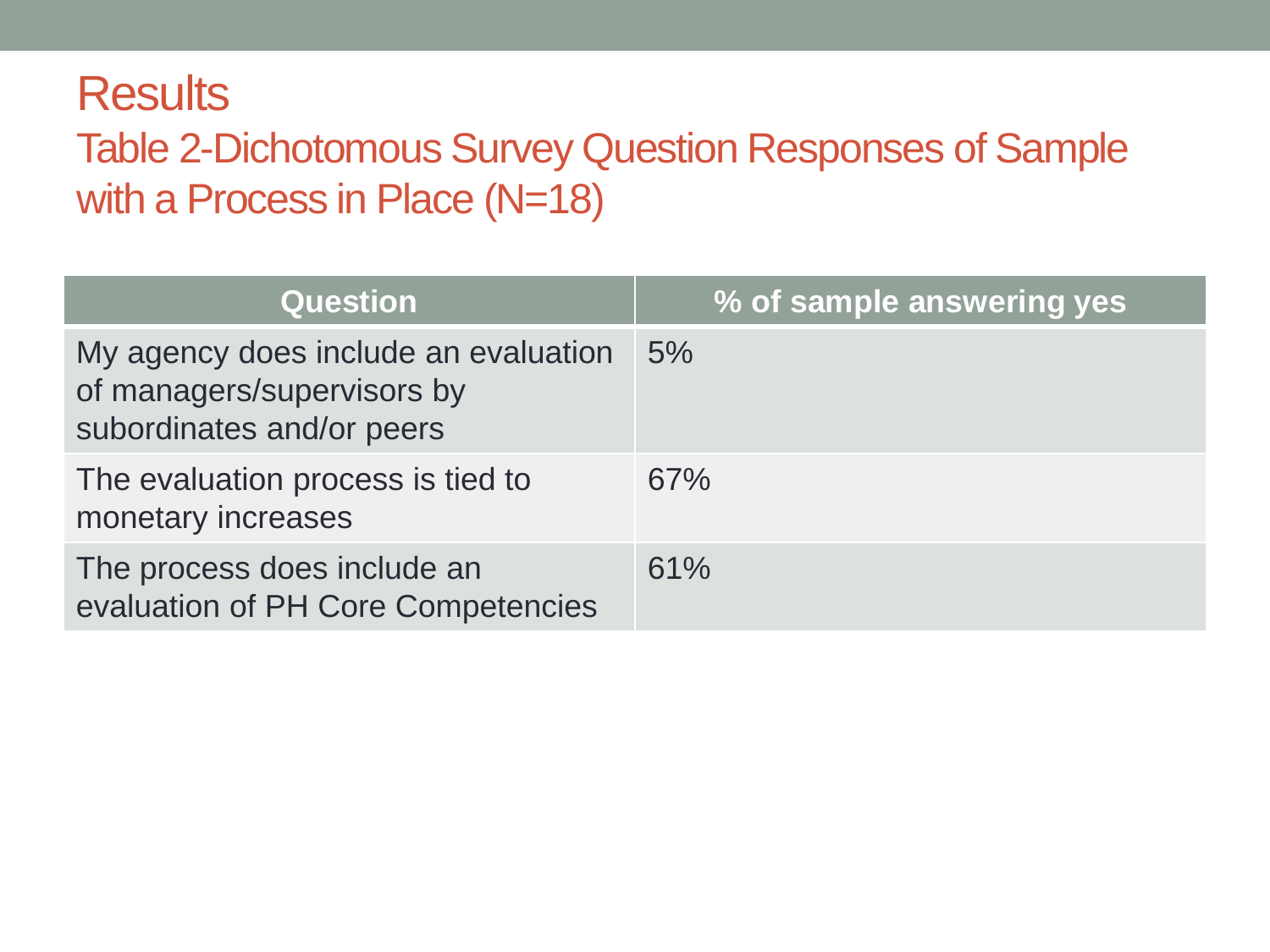# Results

## Table 2-Dichotomous Survey Question Responses of Sample with a Process in Place (N=18)

| Question | % of sample answering yes |
|---|---|
| My agency does include an evaluation of managers/supervisors by subordinates and/or peers | 5% |
| The evaluation process is tied to monetary increases | 67% |
| The process does include an evaluation of PH Core Competencies | 61% |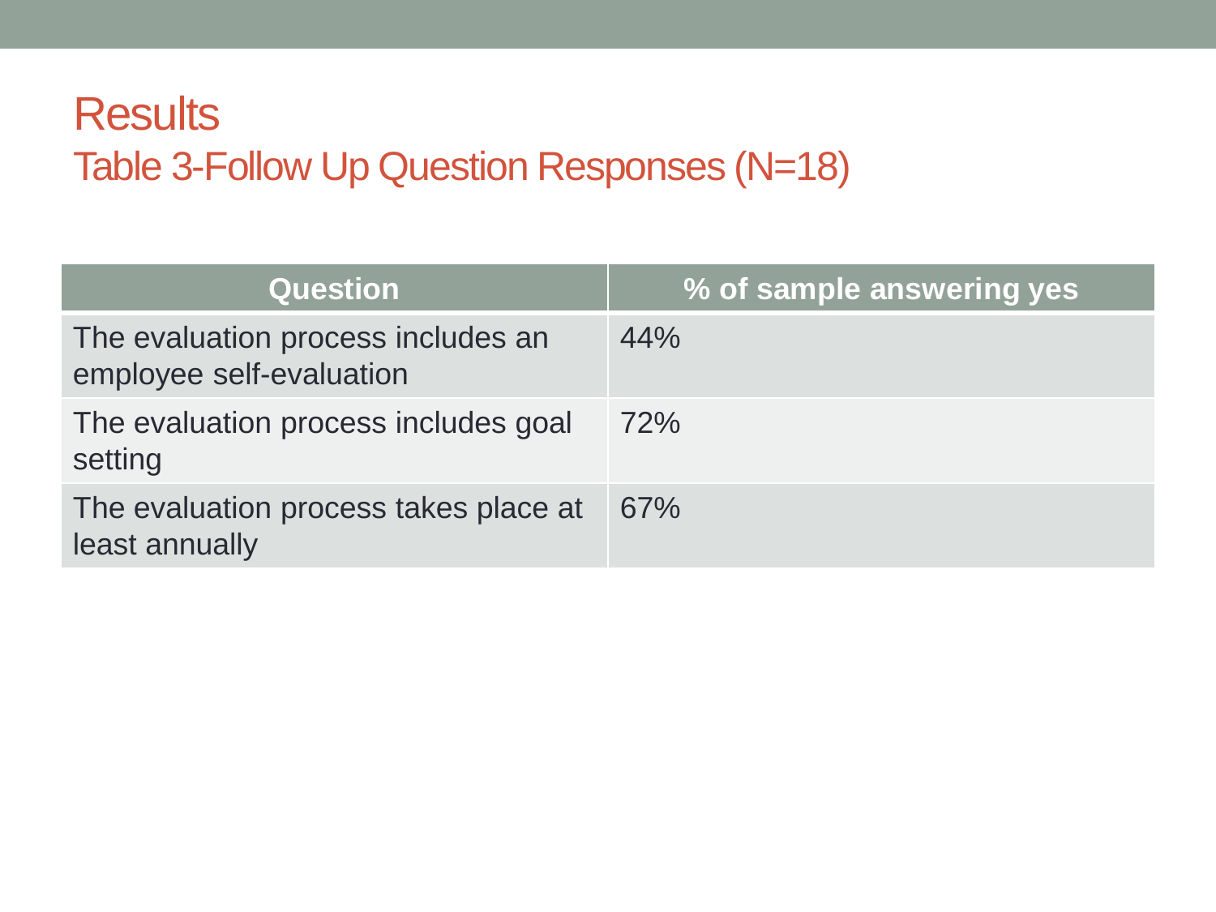# Results

## Table 3-Follow Up Question Responses (N=18)

| Question | % of sample answering yes |
| --- | --- |
| The evaluation process includes an employee self-evaluation | 44% |
| The evaluation process includes goal setting | 72% |
| The evaluation process takes place at least annually | 67% |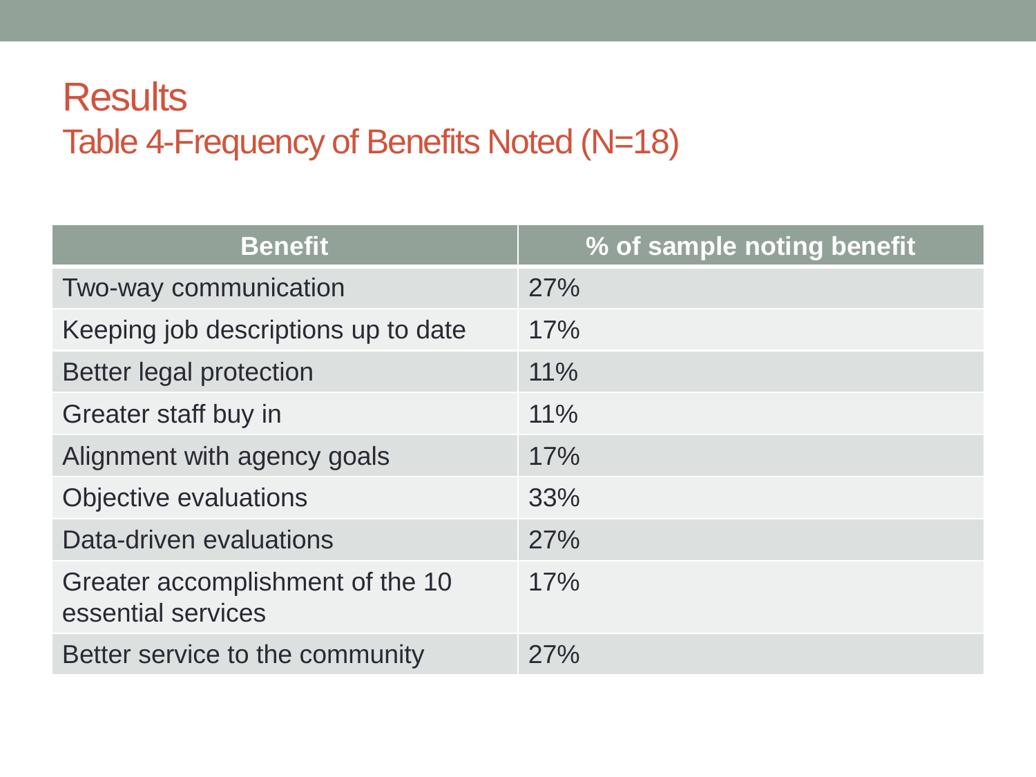# Results

## Table 4-Frequency of Benefits Noted (N=18)

| Benefit | % of sample noting benefit |
|---|---|
| Two-way communication | 27% |
| Keeping job descriptions up to date | 17% |
| Better legal protection | 11% |
| Greater staff buy in | 11% |
| Alignment with agency goals | 17% |
| Objective evaluations | 33% |
| Data-driven evaluations | 27% |
| Greater accomplishment of the 10 essential services | 17% |
| Better service to the community | 27% |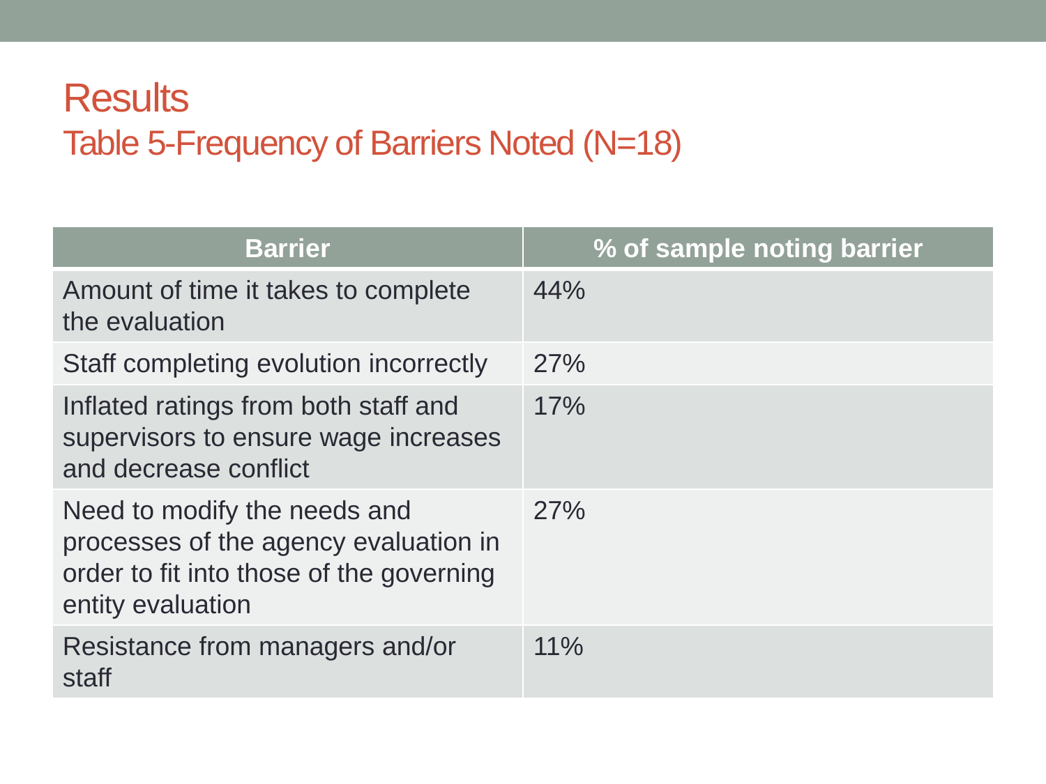# Results

## Table 5-Frequency of Barriers Noted (N=18)

| Barrier | % of sample noting barrier |
|---|---|
| Amount of time it takes to complete the evaluation | 44% |
| Staff completing evolution incorrectly | 27% |
| Inflated ratings from both staff and supervisors to ensure wage increases and decrease conflict | 17% |
| Need to modify the needs and processes of the agency evaluation in order to fit into those of the governing entity evaluation | 27% |
| Resistance from managers and/or staff | 11% |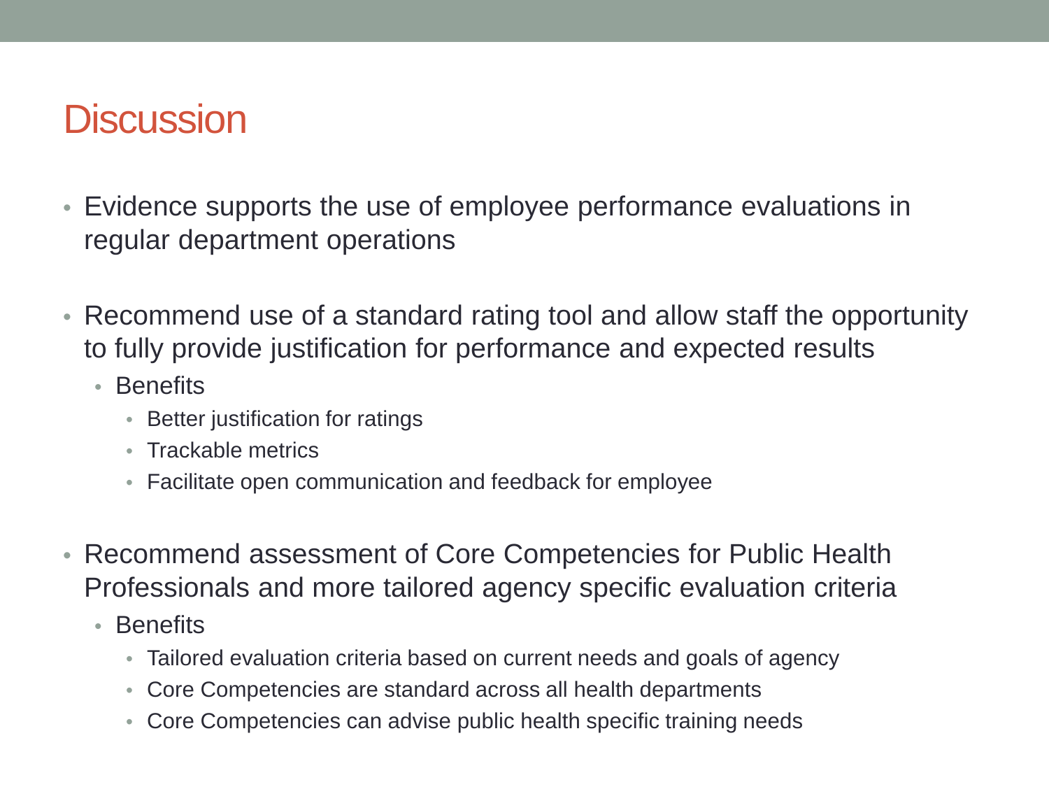# Discussion

- Evidence supports the use of employee performance evaluations in regular department operations
- Recommend use of a standard rating tool and allow staff the opportunity to fully provide justification for performance and expected results
  - Benefits
    - Better justification for ratings
    - Trackable metrics
    - Facilitate open communication and feedback for employee
- Recommend assessment of Core Competencies for Public Health Professionals and more tailored agency specific evaluation criteria
  - Benefits
    - Tailored evaluation criteria based on current needs and goals of agency
    - Core Competencies are standard across all health departments
    - Core Competencies can advise public health specific training needs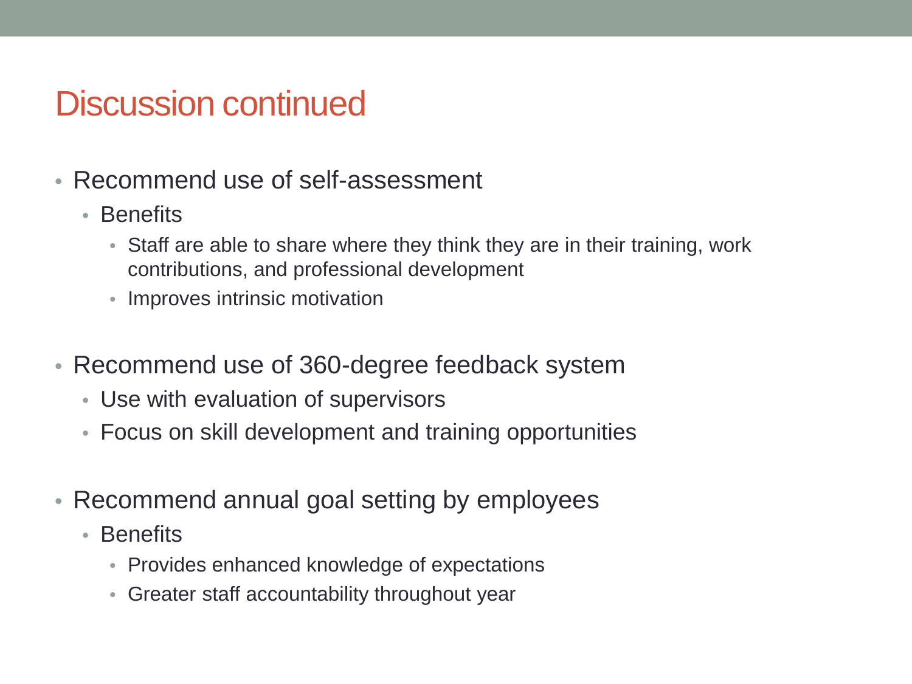# Discussion continued

- Recommend use of self-assessment
  - Benefits
    - Staff are able to share where they think they are in their training, work contributions, and professional development
    - Improves intrinsic motivation
- Recommend use of 360-degree feedback system
  - Use with evaluation of supervisors
  - Focus on skill development and training opportunities
- Recommend annual goal setting by employees
  - Benefits
    - Provides enhanced knowledge of expectations
    - Greater staff accountability throughout year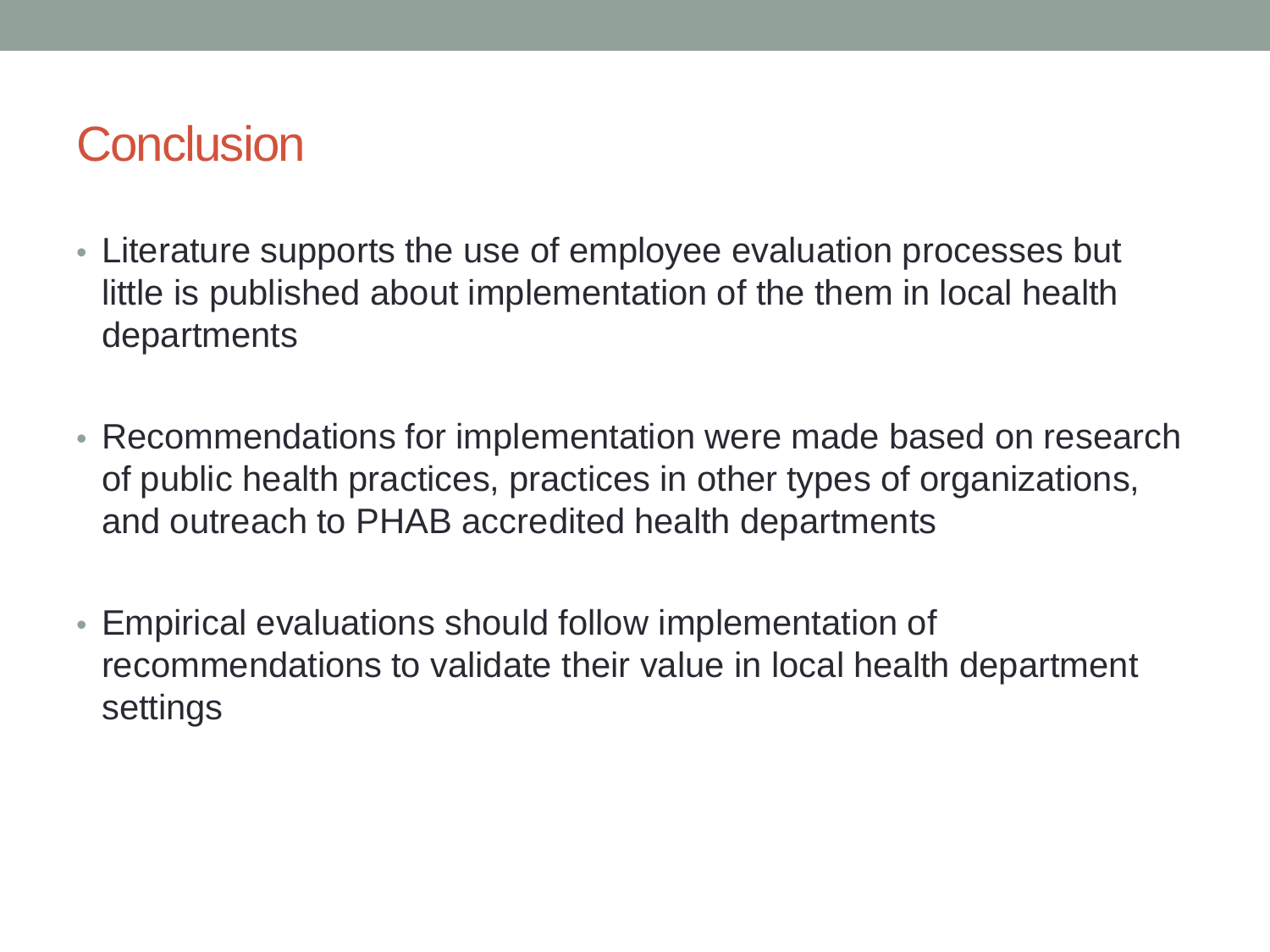# Conclusion

- Literature supports the use of employee evaluation processes but little is published about implementation of the them in local health departments
- Recommendations for implementation were made based on research of public health practices, practices in other types of organizations, and outreach to PHAB accredited health departments
- Empirical evaluations should follow implementation of recommendations to validate their value in local health department settings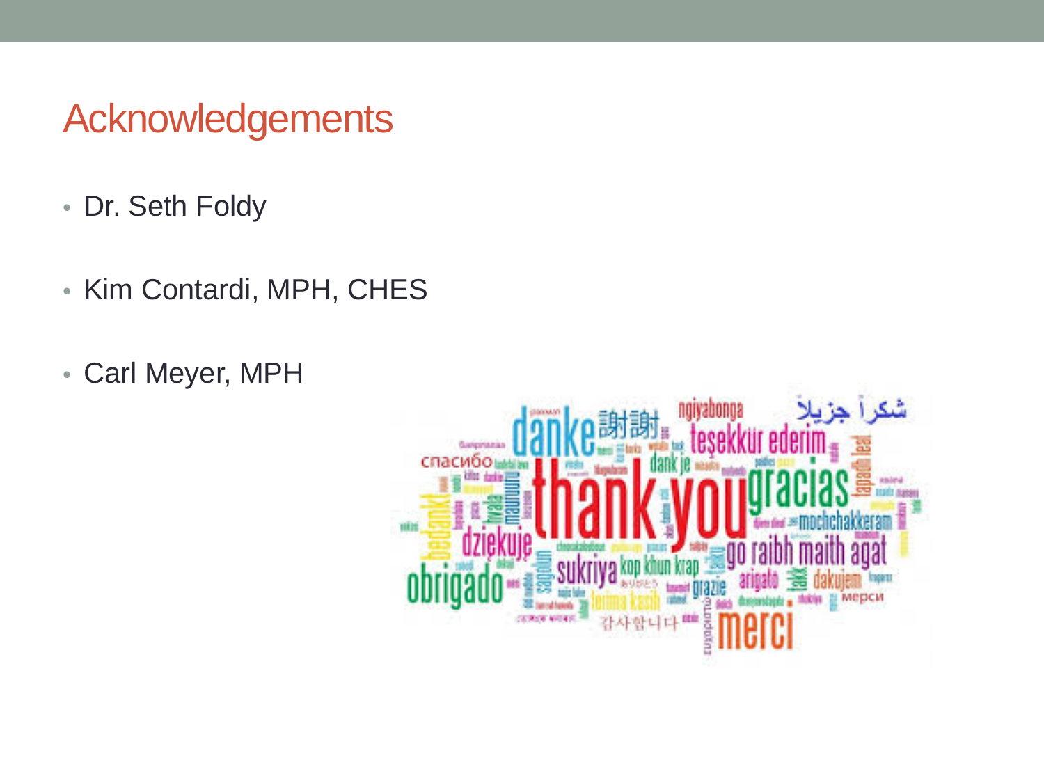# Acknowledgements

- Dr. Seth Foldy
- Kim Contardi, MPH, CHES
- Carl Meyer, MPH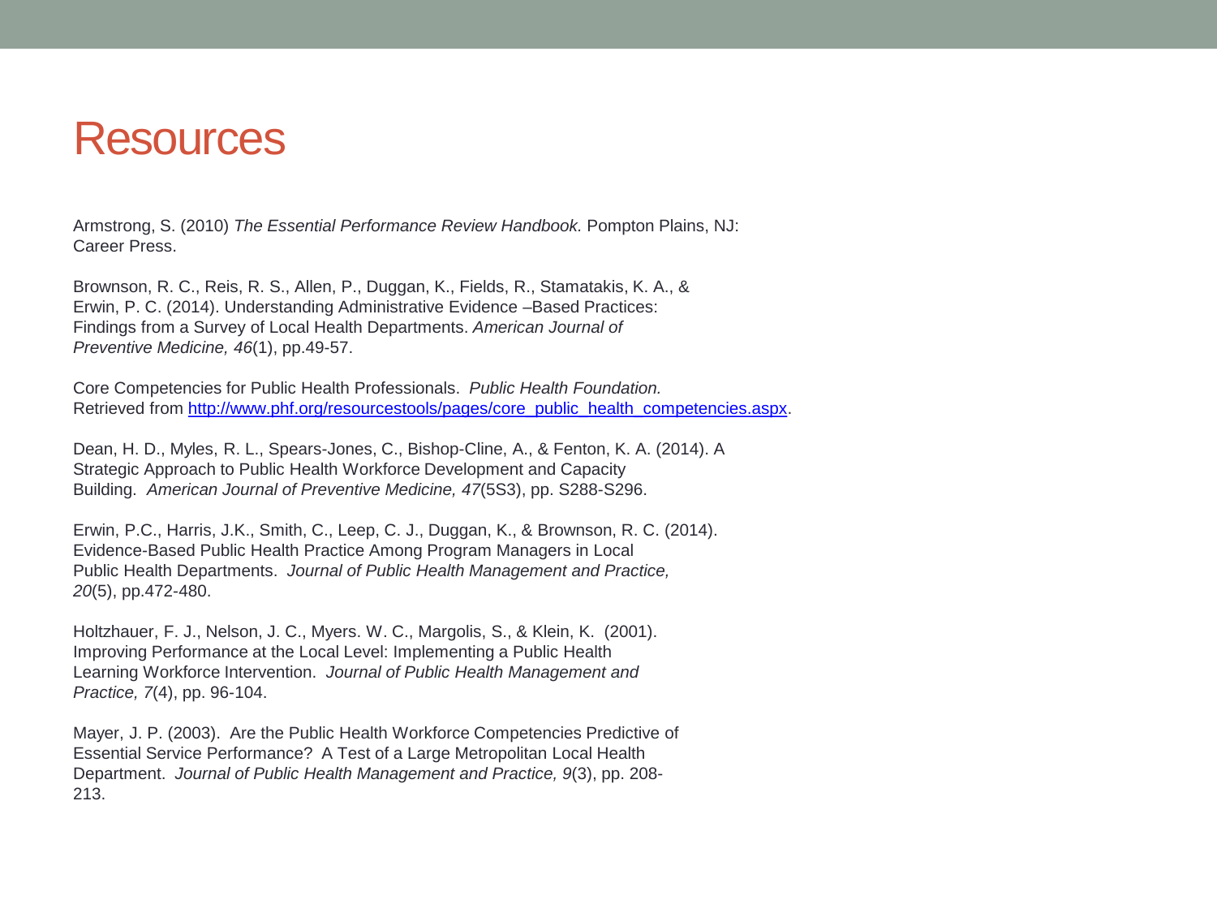# Resources

Armstrong, S. (2010) *The Essential Performance Review Handbook.* Pompton Plains, NJ: Career Press.

Brownson, R. C., Reis, R. S., Allen, P., Duggan, K., Fields, R., Stamatakis, K. A., & Erwin, P. C. (2014). Understanding Administrative Evidence –Based Practices: Findings from a Survey of Local Health Departments. *American Journal of Preventive Medicine, 46*(1), pp.49-57.

Core Competencies for Public Health Professionals. *Public Health Foundation.* Retrieved from [http://www.phf.org/resourcestools/pages/core_public_health_competencies.aspx](http://www.phf.org/resourcestools/pages/core_public_health_competencies.aspx).

Dean, H. D., Myles, R. L., Spears-Jones, C., Bishop-Cline, A., & Fenton, K. A. (2014). A Strategic Approach to Public Health Workforce Development and Capacity Building. *American Journal of Preventive Medicine, 47*(5S3), pp. S288-S296.

Erwin, P.C., Harris, J.K., Smith, C., Leep, C. J., Duggan, K., & Brownson, R. C. (2014). Evidence-Based Public Health Practice Among Program Managers in Local Public Health Departments. *Journal of Public Health Management and Practice, 20*(5), pp.472-480.

Holtzhauer, F. J., Nelson, J. C., Myers. W. C., Margolis, S., & Klein, K. (2001). Improving Performance at the Local Level: Implementing a Public Health Learning Workforce Intervention. *Journal of Public Health Management and Practice, 7*(4), pp. 96-104.

Mayer, J. P. (2003). Are the Public Health Workforce Competencies Predictive of Essential Service Performance? A Test of a Large Metropolitan Local Health Department. *Journal of Public Health Management and Practice, 9*(3), pp. 208-213.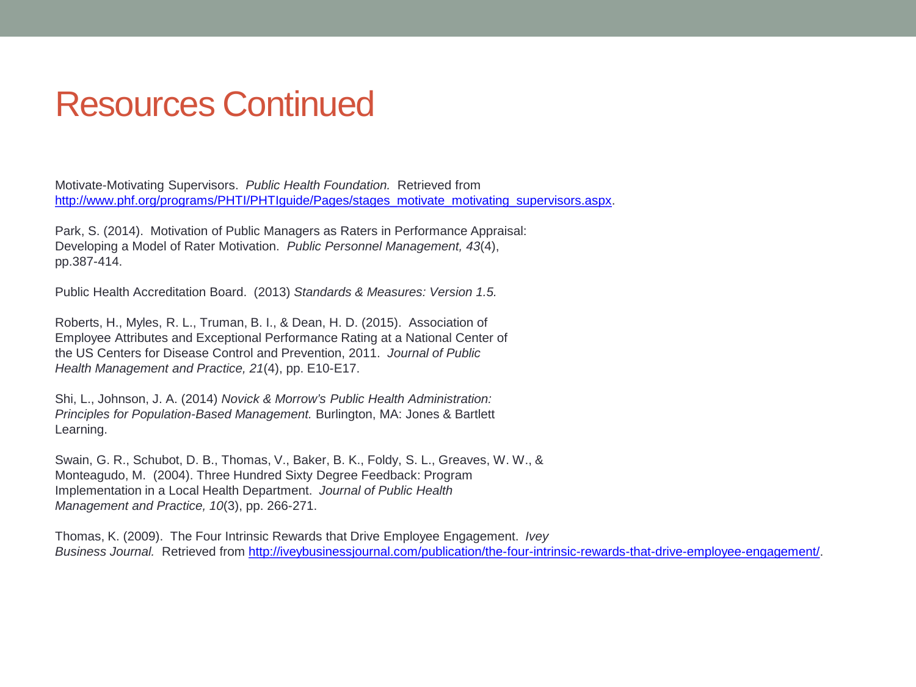# Resources Continued

Motivate-Motivating Supervisors. *Public Health Foundation.* Retrieved from http://www.phf.org/programs/PHTI/PHTIguide/Pages/stages_motivate_motivating_supervisors.aspx.

Park, S. (2014). Motivation of Public Managers as Raters in Performance Appraisal: Developing a Model of Rater Motivation. *Public Personnel Management, 43*(4), pp.387-414.

Public Health Accreditation Board. (2013) *Standards & Measures: Version 1.5.*

Roberts, H., Myles, R. L., Truman, B. I., & Dean, H. D. (2015). Association of Employee Attributes and Exceptional Performance Rating at a National Center of the US Centers for Disease Control and Prevention, 2011. *Journal of Public Health Management and Practice, 21*(4), pp. E10-E17.

Shi, L., Johnson, J. A. (2014) *Novick & Morrow's Public Health Administration: Principles for Population-Based Management.* Burlington, MA: Jones & Bartlett Learning.

Swain, G. R., Schubot, D. B., Thomas, V., Baker, B. K., Foldy, S. L., Greaves, W. W., & Monteagudo, M. (2004). Three Hundred Sixty Degree Feedback: Program Implementation in a Local Health Department. *Journal of Public Health Management and Practice, 10*(3), pp. 266-271.

Thomas, K. (2009). The Four Intrinsic Rewards that Drive Employee Engagement. *Ivey Business Journal.* Retrieved from http://iveybusinessjournal.com/publication/the-four-intrinsic-rewards-that-drive-employee-engagement/.